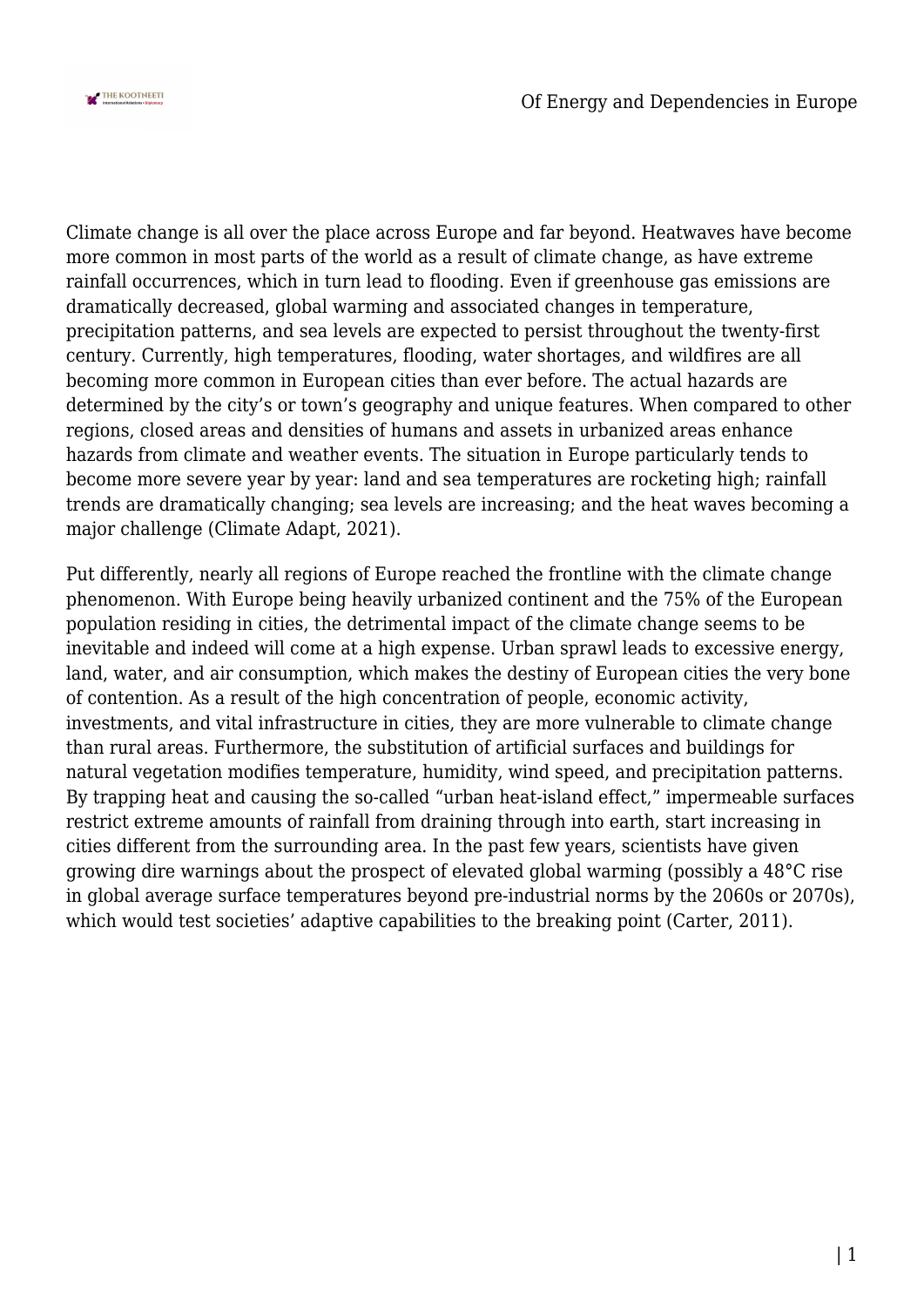Climate change is all over the place across Europe and far beyond. Heatwaves have become more common in most parts of the world as a result of climate change, as have extreme rainfall occurrences, which in turn lead to flooding. Even if greenhouse gas emissions are dramatically decreased, global warming and associated changes in temperature, precipitation patterns, and sea levels are expected to persist throughout the twenty-first century. Currently, high temperatures, flooding, water shortages, and wildfires are all becoming more common in European cities than ever before. The actual hazards are determined by the city's or town's geography and unique features. When compared to other regions, closed areas and densities of humans and assets in urbanized areas enhance hazards from climate and weather events. The situation in Europe particularly tends to become more severe year by year: land and sea temperatures are rocketing high; rainfall trends are dramatically changing; sea levels are increasing; and the heat waves becoming a major challenge (Climate Adapt, 2021).

Put differently, nearly all regions of Europe reached the frontline with the climate change phenomenon. With Europe being heavily urbanized continent and the 75% of the European population residing in cities, the detrimental impact of the climate change seems to be inevitable and indeed will come at a high expense. Urban sprawl leads to excessive energy, land, water, and air consumption, which makes the destiny of European cities the very bone of contention. As a result of the high concentration of people, economic activity, investments, and vital infrastructure in cities, they are more vulnerable to climate change than rural areas. Furthermore, the substitution of artificial surfaces and buildings for natural vegetation modifies temperature, humidity, wind speed, and precipitation patterns. By trapping heat and causing the so-called "urban heat-island effect," impermeable surfaces restrict extreme amounts of rainfall from draining through into earth, start increasing in cities different from the surrounding area. In the past few years, scientists have given growing dire warnings about the prospect of elevated global warming (possibly a 48°C rise in global average surface temperatures beyond pre-industrial norms by the 2060s or 2070s), which would test societies' adaptive capabilities to the breaking point (Carter, 2011).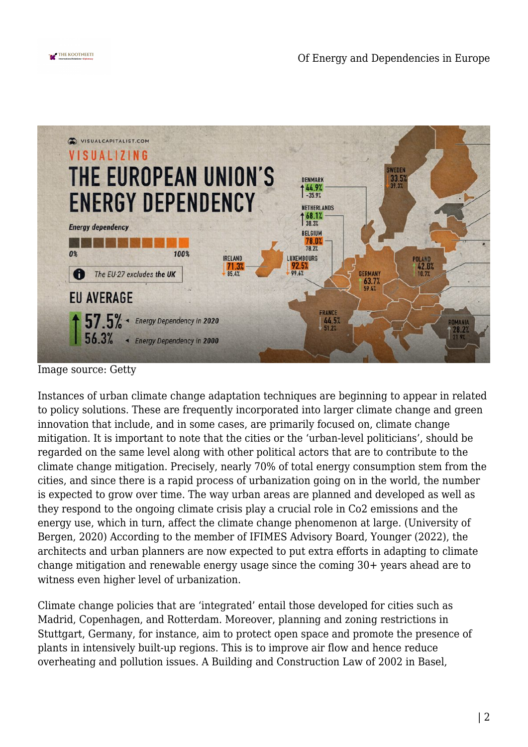Image source: Getty

Instances of urban climate change adaptation techniques are beginning to appear in related to policy solutions. These are frequently incorporated into larger climate change and green innovation that include, and in some cases, are primarily focused on, climate change mitigation. It is important to note that the cities or the 'urban-level politicians', should be regarded on the same level along with other political actors that are to contribute to the climate change mitigation. Precisely, nearly 70% of total energy consumption stem from the cities, and since there is a rapid process of urbanization going on in the world, the number is expected to grow over time. The way urban areas are planned and developed as well as they respond to the ongoing climate crisis play a crucial role in Co2 emissions and the energy use, which in turn, affect the climate change phenomenon at large. (University of Bergen, 2020) According to the member of IFIMES Advisory Board, Younger (2022), the architects and urban planners are now expected to put extra efforts in adapting to climate change mitigation and renewable energy usage since the coming 30+ years ahead are to witness even higher level of urbanization.

Climate change policies that are 'integrated' entail those developed for cities such as Madrid, Copenhagen, and Rotterdam. Moreover, planning and zoning restrictions in Stuttgart, Germany, for instance, aim to protect open space and promote the presence of plants in intensively built-up regions. This is to improve air flow and hence reduce overheating and pollution issues. A Building and Construction Law of 2002 in Basel,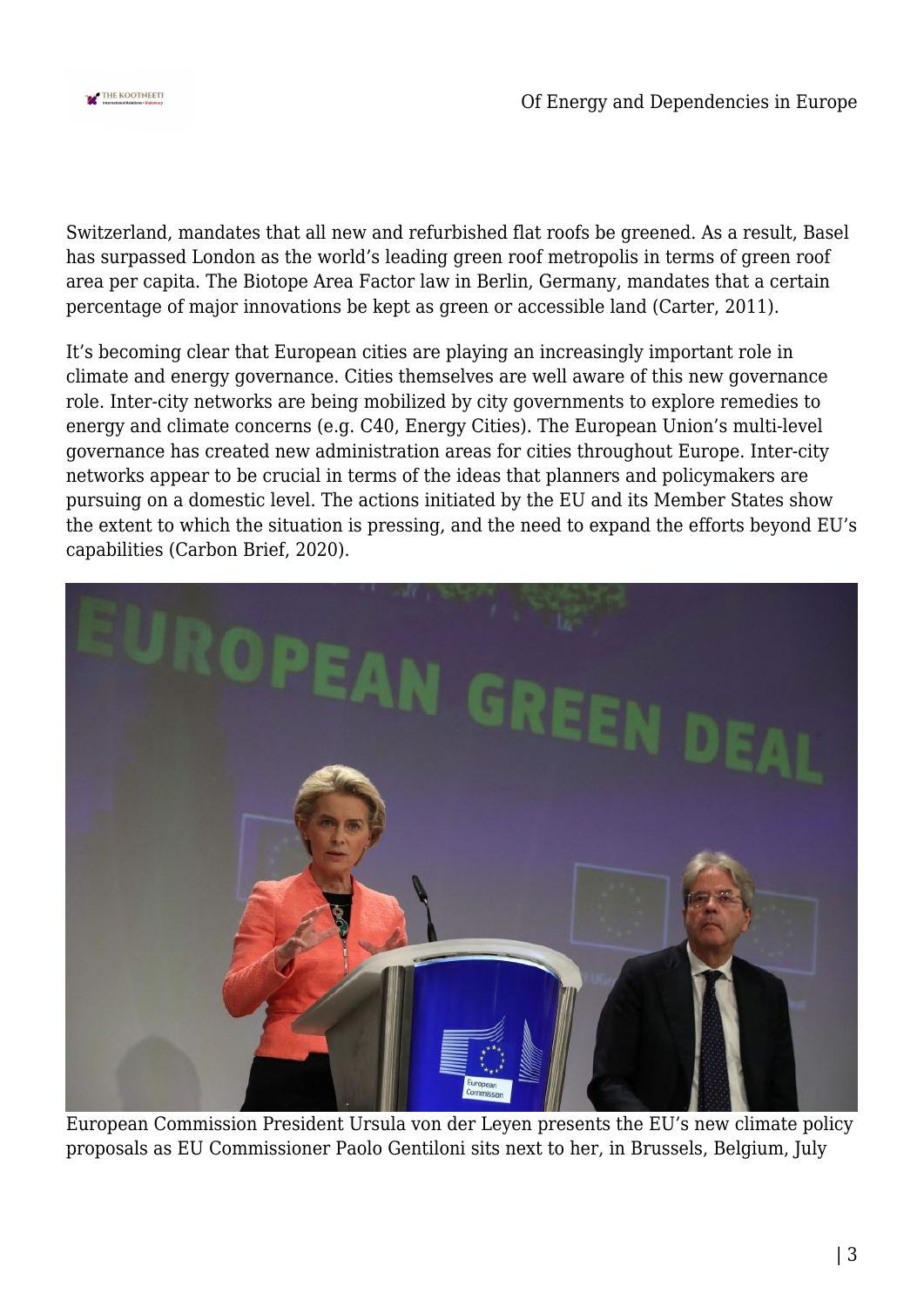Switzerland, mandates that all new and refurbished flat roofs be greened. As a result, Basel has surpassed London as the world's leading green roof metropolis in terms of green roof area per capita. The Biotope Area Factor law in Berlin, Germany, mandates that a certain percentage of major innovations be kept as green or accessible land (Carter, 2011).

It's becoming clear that European cities are playing an increasingly important role in climate and energy governance. Cities themselves are well aware of this new governance role. Inter-city networks are being mobilized by city governments to explore remedies to energy and climate concerns (e.g. C40, Energy Cities). The European Union's multi-level governance has created new administration areas for cities throughout Europe. Inter-city networks appear to be crucial in terms of the ideas that planners and policymakers are pursuing on a domestic level. The actions initiated by the EU and its Member States show the extent to which the situation is pressing, and the need to expand the efforts beyond EU's capabilities (Carbon Brief, 2020).

European Commission President Ursula von der Leyen presents the EU's new climate policy proposals as EU Commissioner Paolo Gentiloni sits next to her, in Brussels, Belgium, July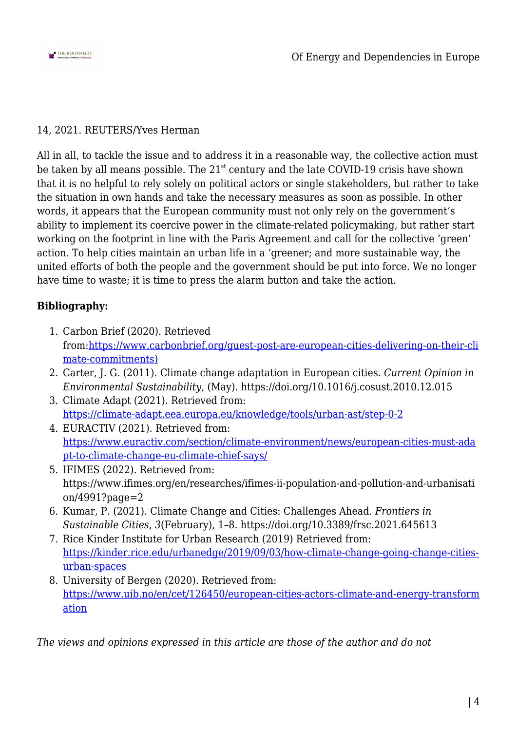14, 2021. REUTERS/Yves Herman

All in all, to tackle the issue and to address it in a reasonable way, the collective action must be taken by all means possible. The 21st century and the late COVID-19 crisis have shown that it is no helpful to rely solely on political actors or single stakeholders, but rather to take the situation in own hands and take the necessary measures as soon as possible. In other words, it appears that the European community must not only rely on the government's ability to implement its coercive power in the climate-related policymaking, but rather start working on the footprint in line with the Paris Agreement and call for the collective 'green' action. To help cities maintain an urban life in a 'greener; and more sustainable way, the united efforts of both the people and the government should be put into force. We no longer have time to waste; it is time to press the alarm button and take the action.

**Bibliography:**

1. Carbon Brief (2020). Retrieved from:https://www.carbonbrief.org/guest-post-are-european-cities-delivering-on-their-climate-commitments)
2. Carter, J. G. (2011). Climate change adaptation in European cities. *Current Opinion in Environmental Sustainability*, (May). https://doi.org/10.1016/j.cosust.2010.12.015
3. Climate Adapt (2021). Retrieved from: https://climate-adapt.eea.europa.eu/knowledge/tools/urban-ast/step-0-2
4. EURACTIV (2021). Retrieved from: https://www.euractiv.com/section/climate-environment/news/european-cities-must-adapt-to-climate-change-eu-climate-chief-says/
5. IFIMES (2022). Retrieved from: https://www.ifimes.org/en/researches/ifimes-ii-population-and-pollution-and-urbanisation/4991?page=2
6. Kumar, P. (2021). Climate Change and Cities: Challenges Ahead. *Frontiers in Sustainable Cities*, *3*(February), 1–8. https://doi.org/10.3389/frsc.2021.645613
7. Rice Kinder Institute for Urban Research (2019) Retrieved from: https://kinder.rice.edu/urbanedge/2019/09/03/how-climate-change-going-change-cities-urban-spaces
8. University of Bergen (2020). Retrieved from: https://www.uib.no/en/cet/126450/european-cities-actors-climate-and-energy-transformation

*The views and opinions expressed in this article are those of the author and do not*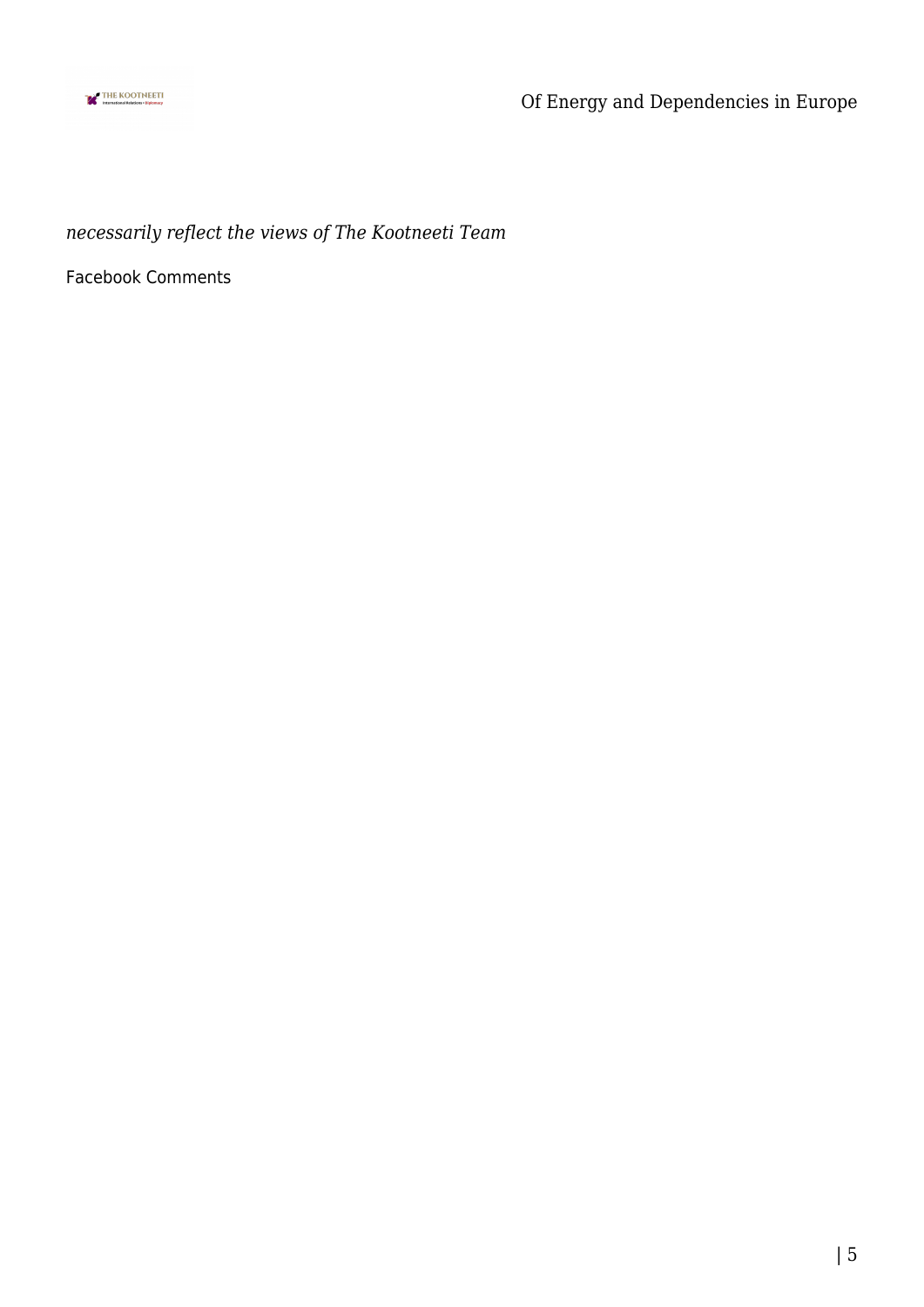*necessarily reflect the views of The Kootneeti Team*

Facebook Comments